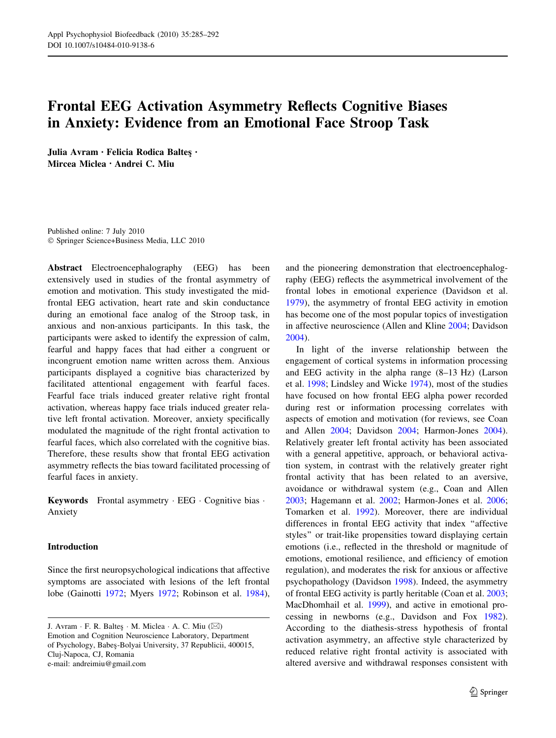# Frontal EEG Activation Asymmetry Reflects Cognitive Biases in Anxiety: Evidence from an Emotional Face Stroop Task

**Julia Avram · Felicia Rodica Balteş · Mircea Miclea · Andrei C. Miu**

Published online: 7 July 2010
© Springer Science+Business Media, LLC 2010

**Abstract** Electroencephalography (EEG) has been extensively used in studies of the frontal asymmetry of emotion and motivation. This study investigated the mid-frontal EEG activation, heart rate and skin conductance during an emotional face analog of the Stroop task, in anxious and non-anxious participants. In this task, the participants were asked to identify the expression of calm, fearful and happy faces that had either a congruent or incongruent emotion name written across them. Anxious participants displayed a cognitive bias characterized by facilitated attentional engagement with fearful faces. Fearful face trials induced greater relative right frontal activation, whereas happy face trials induced greater relative left frontal activation. Moreover, anxiety specifically modulated the magnitude of the right frontal activation to fearful faces, which also correlated with the cognitive bias. Therefore, these results show that frontal EEG activation asymmetry reflects the bias toward facilitated processing of fearful faces in anxiety.

**Keywords** Frontal asymmetry · EEG · Cognitive bias · Anxiety

## Introduction

Since the first neuropsychological indications that affective symptoms are associated with lesions of the left frontal lobe (Gainotti 1972; Myers 1972; Robinson et al. 1984), and the pioneering demonstration that electroencephalography (EEG) reflects the asymmetrical involvement of the frontal lobes in emotional experience (Davidson et al. 1979), the asymmetry of frontal EEG activity in emotion has become one of the most popular topics of investigation in affective neuroscience (Allen and Kline 2004; Davidson 2004).

In light of the inverse relationship between the engagement of cortical systems in information processing and EEG activity in the alpha range (8–13 Hz) (Larson et al. 1998; Lindsley and Wicke 1974), most of the studies have focused on how frontal EEG alpha power recorded during rest or information processing correlates with aspects of emotion and motivation (for reviews, see Coan and Allen 2004; Davidson 2004; Harmon-Jones 2004). Relatively greater left frontal activity has been associated with a general appetitive, approach, or behavioral activation system, in contrast with the relatively greater right frontal activity that has been related to an aversive, avoidance or withdrawal system (e.g., Coan and Allen 2003; Hagemann et al. 2002; Harmon-Jones et al. 2006; Tomarken et al. 1992). Moreover, there are individual differences in frontal EEG activity that index "affective styles" or trait-like propensities toward displaying certain emotions (i.e., reflected in the threshold or magnitude of emotions, emotional resilience, and efficiency of emotion regulation), and moderates the risk for anxious or affective psychopathology (Davidson 1998). Indeed, the asymmetry of frontal EEG activity is partly heritable (Coan et al. 2003; MacDhomhail et al. 1999), and active in emotional processing in newborns (e.g., Davidson and Fox 1982). According to the diathesis-stress hypothesis of frontal activation asymmetry, an affective style characterized by reduced relative right frontal activity is associated with altered aversive and withdrawal responses consistent with

---

J. Avram · F. R. Balteş · M. Miclea · A. C. Miu (✉)
Emotion and Cognition Neuroscience Laboratory, Department of Psychology, Babeş-Bolyai University, 37 Republicii, 400015, Cluj-Napoca, CJ, Romania
e-mail: andreimiu@gmail.com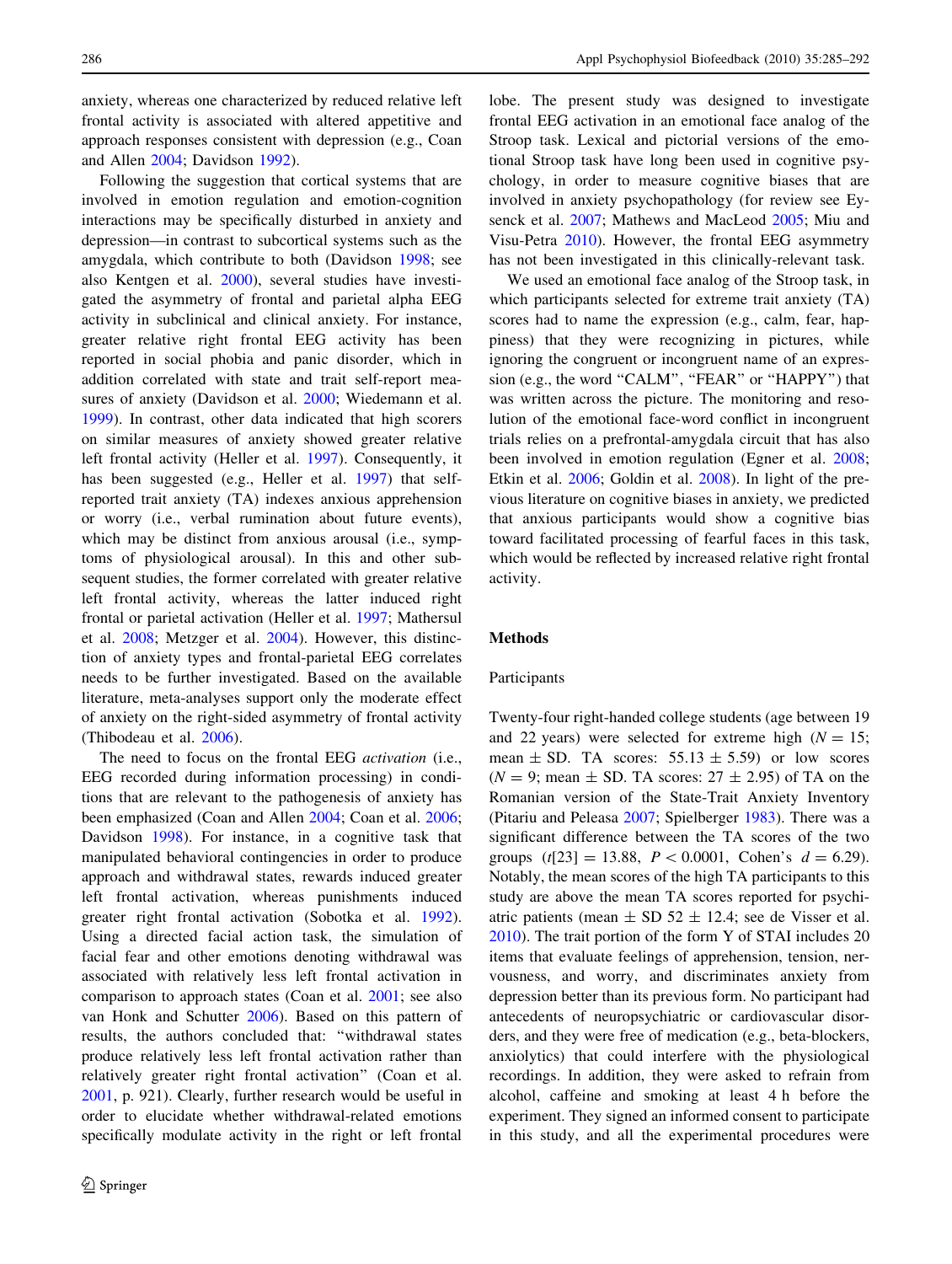anxiety, whereas one characterized by reduced relative left frontal activity is associated with altered appetitive and approach responses consistent with depression (e.g., Coan and Allen 2004; Davidson 1992).

Following the suggestion that cortical systems that are involved in emotion regulation and emotion-cognition interactions may be specifically disturbed in anxiety and depression—in contrast to subcortical systems such as the amygdala, which contribute to both (Davidson 1998; see also Kentgen et al. 2000), several studies have investigated the asymmetry of frontal and parietal alpha EEG activity in subclinical and clinical anxiety. For instance, greater relative right frontal EEG activity has been reported in social phobia and panic disorder, which in addition correlated with state and trait self-report measures of anxiety (Davidson et al. 2000; Wiedemann et al. 1999). In contrast, other data indicated that high scorers on similar measures of anxiety showed greater relative left frontal activity (Heller et al. 1997). Consequently, it has been suggested (e.g., Heller et al. 1997) that self-reported trait anxiety (TA) indexes anxious apprehension or worry (i.e., verbal rumination about future events), which may be distinct from anxious arousal (i.e., symptoms of physiological arousal). In this and other subsequent studies, the former correlated with greater relative left frontal activity, whereas the latter induced right frontal or parietal activation (Heller et al. 1997; Mathersul et al. 2008; Metzger et al. 2004). However, this distinction of anxiety types and frontal-parietal EEG correlates needs to be further investigated. Based on the available literature, meta-analyses support only the moderate effect of anxiety on the right-sided asymmetry of frontal activity (Thibodeau et al. 2006).

The need to focus on the frontal EEG *activation* (i.e., EEG recorded during information processing) in conditions that are relevant to the pathogenesis of anxiety has been emphasized (Coan and Allen 2004; Coan et al. 2006; Davidson 1998). For instance, in a cognitive task that manipulated behavioral contingencies in order to produce approach and withdrawal states, rewards induced greater left frontal activation, whereas punishments induced greater right frontal activation (Sobotka et al. 1992). Using a directed facial action task, the simulation of facial fear and other emotions denoting withdrawal was associated with relatively less left frontal activation in comparison to approach states (Coan et al. 2001; see also van Honk and Schutter 2006). Based on this pattern of results, the authors concluded that: "withdrawal states produce relatively less left frontal activation rather than relatively greater right frontal activation" (Coan et al. 2001, p. 921). Clearly, further research would be useful in order to elucidate whether withdrawal-related emotions specifically modulate activity in the right or left frontal lobe. The present study was designed to investigate frontal EEG activation in an emotional face analog of the Stroop task. Lexical and pictorial versions of the emotional Stroop task have long been used in cognitive psychology, in order to measure cognitive biases that are involved in anxiety psychopathology (for review see Eysenck et al. 2007; Mathews and MacLeod 2005; Miu and Visu-Petra 2010). However, the frontal EEG asymmetry has not been investigated in this clinically-relevant task.

We used an emotional face analog of the Stroop task, in which participants selected for extreme trait anxiety (TA) scores had to name the expression (e.g., calm, fear, happiness) that they were recognizing in pictures, while ignoring the congruent or incongruent name of an expression (e.g., the word "CALM", "FEAR" or "HAPPY") that was written across the picture. The monitoring and resolution of the emotional face-word conflict in incongruent trials relies on a prefrontal-amygdala circuit that has also been involved in emotion regulation (Egner et al. 2008; Etkin et al. 2006; Goldin et al. 2008). In light of the previous literature on cognitive biases in anxiety, we predicted that anxious participants would show a cognitive bias toward facilitated processing of fearful faces in this task, which would be reflected by increased relative right frontal activity.

## Methods

### Participants

Twenty-four right-handed college students (age between 19 and 22 years) were selected for extreme high ($N = 15$; mean ± SD. TA scores: 55.13 ± 5.59) or low scores ($N = 9$; mean ± SD. TA scores: 27 ± 2.95) of TA on the Romanian version of the State-Trait Anxiety Inventory (Pitariu and Peleasa 2007; Spielberger 1983). There was a significant difference between the TA scores of the two groups ($t[23] = 13.88$, $P < 0.0001$, Cohen's $d = 6.29$). Notably, the mean scores of the high TA participants to this study are above the mean TA scores reported for psychiatric patients (mean ± SD 52 ± 12.4; see de Visser et al. 2010). The trait portion of the form Y of STAI includes 20 items that evaluate feelings of apprehension, tension, nervousness, and worry, and discriminates anxiety from depression better than its previous form. No participant had antecedents of neuropsychiatric or cardiovascular disorders, and they were free of medication (e.g., beta-blockers, anxiolytics) that could interfere with the physiological recordings. In addition, they were asked to refrain from alcohol, caffeine and smoking at least 4 h before the experiment. They signed an informed consent to participate in this study, and all the experimental procedures were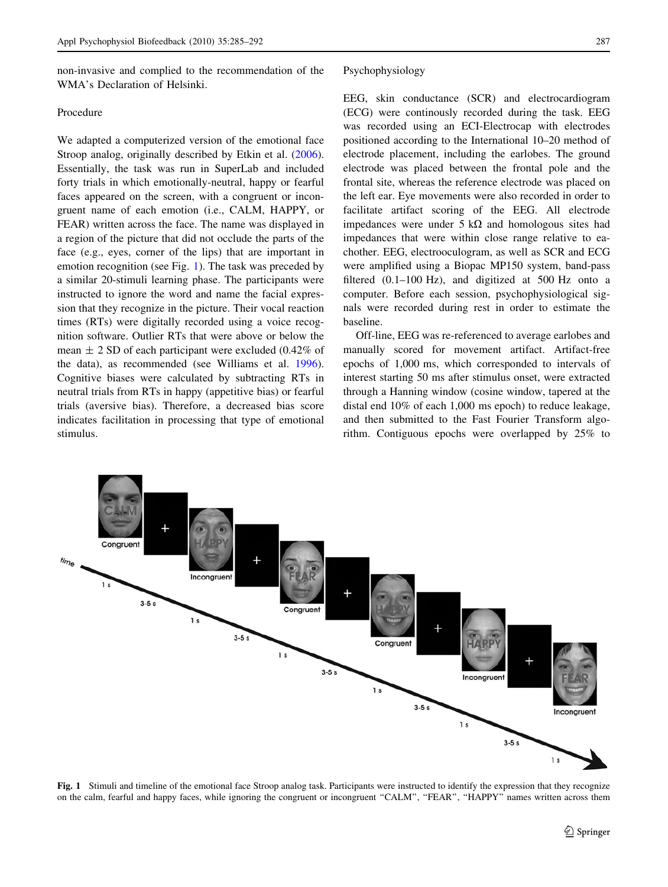non-invasive and complied to the recommendation of the WMA's Declaration of Helsinki.

## Procedure

We adapted a computerized version of the emotional face Stroop analog, originally described by Etkin et al. (2006). Essentially, the task was run in SuperLab and included forty trials in which emotionally-neutral, happy or fearful faces appeared on the screen, with a congruent or incongruent name of each emotion (i.e., CALM, HAPPY, or FEAR) written across the face. The name was displayed in a region of the picture that did not occlude the parts of the face (e.g., eyes, corner of the lips) that are important in emotion recognition (see Fig. 1). The task was preceded by a similar 20-stimuli learning phase. The participants were instructed to ignore the word and name the facial expression that they recognize in the picture. Their vocal reaction times (RTs) were digitally recorded using a voice recognition software. Outlier RTs that were above or below the mean ± 2 SD of each participant were excluded (0.42% of the data), as recommended (see Williams et al. 1996). Cognitive biases were calculated by subtracting RTs in neutral trials from RTs in happy (appetitive bias) or fearful trials (aversive bias). Therefore, a decreased bias score indicates facilitation in processing that type of emotional stimulus.

## Psychophysiology

EEG, skin conductance (SCR) and electrocardiogram (ECG) were continously recorded during the task. EEG was recorded using an ECI-Electrocap with electrodes positioned according to the International 10–20 method of electrode placement, including the earlobes. The ground electrode was placed between the frontal pole and the frontal site, whereas the reference electrode was placed on the left ear. Eye movements were also recorded in order to facilitate artifact scoring of the EEG. All electrode impedances were under 5 kΩ and homologous sites had impedances that were within close range relative to eachother. EEG, electrooculogram, as well as SCR and ECG were amplified using a Biopac MP150 system, band-pass filtered (0.1–100 Hz), and digitized at 500 Hz onto a computer. Before each session, psychophysiological signals were recorded during rest in order to estimate the baseline.

Off-line, EEG was re-referenced to average earlobes and manually scored for movement artifact. Artifact-free epochs of 1,000 ms, which corresponded to intervals of interest starting 50 ms after stimulus onset, were extracted through a Hanning window (cosine window, tapered at the distal end 10% of each 1,000 ms epoch) to reduce leakage, and then submitted to the Fast Fourier Transform algorithm. Contiguous epochs were overlapped by 25% to

**Fig. 1** Stimuli and timeline of the emotional face Stroop analog task. Participants were instructed to identify the expression that they recognize on the calm, fearful and happy faces, while ignoring the congruent or incongruent "CALM", "FEAR", "HAPPY" names written across them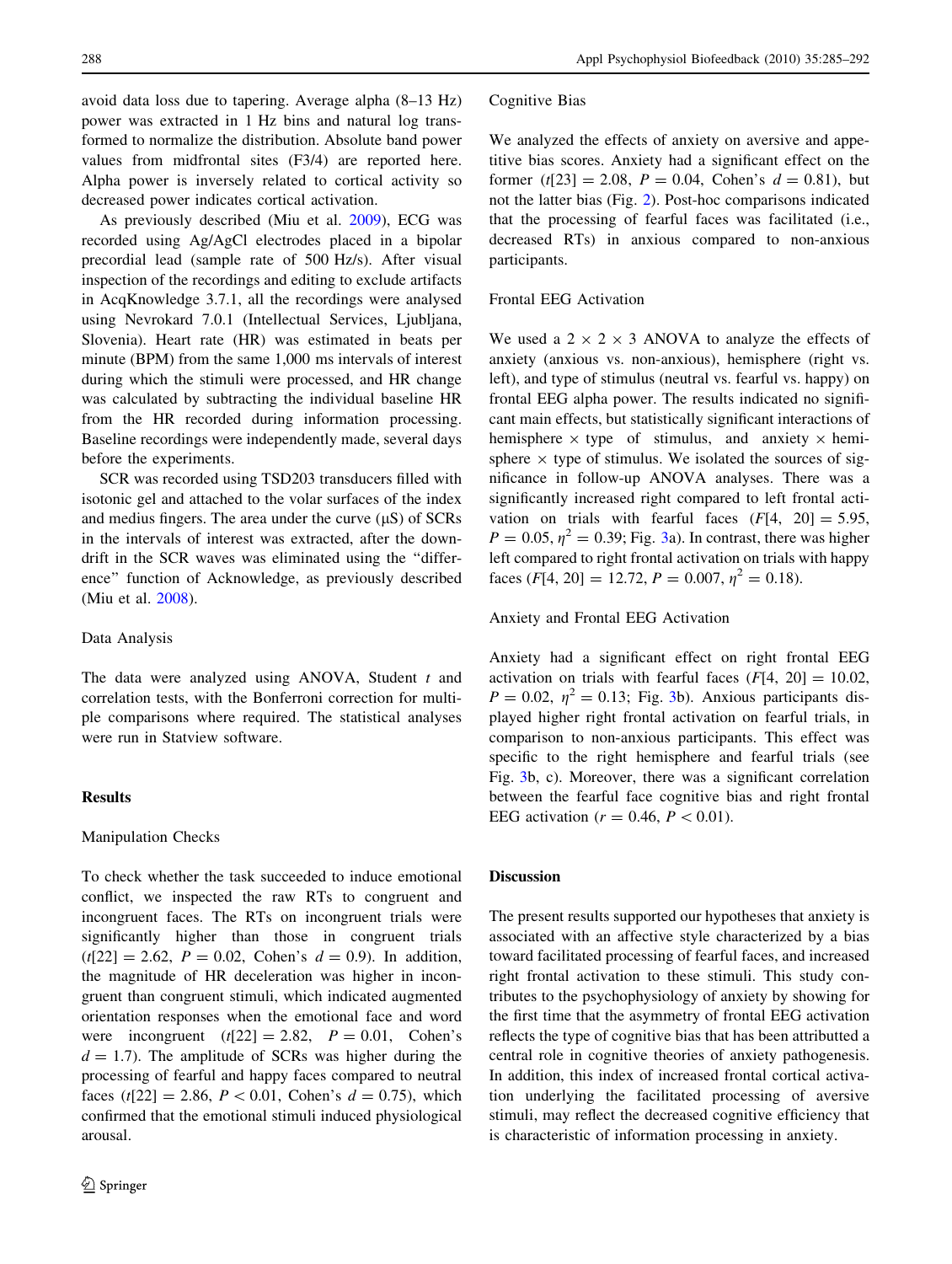avoid data loss due to tapering. Average alpha (8–13 Hz) power was extracted in 1 Hz bins and natural log transformed to normalize the distribution. Absolute band power values from midfrontal sites (F3/4) are reported here. Alpha power is inversely related to cortical activity so decreased power indicates cortical activation.

As previously described (Miu et al. 2009), ECG was recorded using Ag/AgCl electrodes placed in a bipolar precordial lead (sample rate of 500 Hz/s). After visual inspection of the recordings and editing to exclude artifacts in AcqKnowledge 3.7.1, all the recordings were analysed using Nevrokard 7.0.1 (Intellectual Services, Ljubljana, Slovenia). Heart rate (HR) was estimated in beats per minute (BPM) from the same 1,000 ms intervals of interest during which the stimuli were processed, and HR change was calculated by subtracting the individual baseline HR from the HR recorded during information processing. Baseline recordings were independently made, several days before the experiments.

SCR was recorded using TSD203 transducers filled with isotonic gel and attached to the volar surfaces of the index and medius fingers. The area under the curve (μS) of SCRs in the intervals of interest was extracted, after the downdrift in the SCR waves was eliminated using the "difference" function of Acknowledge, as previously described (Miu et al. 2008).

### Data Analysis

The data were analyzed using ANOVA, Student *t* and correlation tests, with the Bonferroni correction for multiple comparisons where required. The statistical analyses were run in Statview software.

## Results

### Manipulation Checks

To check whether the task succeeded to induce emotional conflict, we inspected the raw RTs to congruent and incongruent faces. The RTs on incongruent trials were significantly higher than those in congruent trials ($t[22] = 2.62$, $P = 0.02$, Cohen's $d = 0.9$). In addition, the magnitude of HR deceleration was higher in incongruent than congruent stimuli, which indicated augmented orientation responses when the emotional face and word were incongruent ($t[22] = 2.82$, $P = 0.01$, Cohen's $d = 1.7$). The amplitude of SCRs was higher during the processing of fearful and happy faces compared to neutral faces ($t[22] = 2.86$, $P < 0.01$, Cohen's $d = 0.75$), which confirmed that the emotional stimuli induced physiological arousal.

### Cognitive Bias

We analyzed the effects of anxiety on aversive and appetitive bias scores. Anxiety had a significant effect on the former ($t[23] = 2.08$, $P = 0.04$, Cohen's $d = 0.81$), but not the latter bias (Fig. 2). Post-hoc comparisons indicated that the processing of fearful faces was facilitated (i.e., decreased RTs) in anxious compared to non-anxious participants.

### Frontal EEG Activation

We used a 2 × 2 × 3 ANOVA to analyze the effects of anxiety (anxious vs. non-anxious), hemisphere (right vs. left), and type of stimulus (neutral vs. fearful vs. happy) on frontal EEG alpha power. The results indicated no significant main effects, but statistically significant interactions of hemisphere × type of stimulus, and anxiety × hemisphere × type of stimulus. We isolated the sources of significance in follow-up ANOVA analyses. There was a significantly increased right compared to left frontal activation on trials with fearful faces ($F[4, 20] = 5.95$, $P = 0.05$, $\eta^2 = 0.39$; Fig. 3a). In contrast, there was higher left compared to right frontal activation on trials with happy faces ($F[4, 20] = 12.72$, $P = 0.007$, $\eta^2 = 0.18$).

### Anxiety and Frontal EEG Activation

Anxiety had a significant effect on right frontal EEG activation on trials with fearful faces ($F[4, 20] = 10.02$, $P = 0.02$, $\eta^2 = 0.13$; Fig. 3b). Anxious participants displayed higher right frontal activation on fearful trials, in comparison to non-anxious participants. This effect was specific to the right hemisphere and fearful trials (see Fig. 3b, c). Moreover, there was a significant correlation between the fearful face cognitive bias and right frontal EEG activation ($r = 0.46$, $P < 0.01$).

## Discussion

The present results supported our hypotheses that anxiety is associated with an affective style characterized by a bias toward facilitated processing of fearful faces, and increased right frontal activation to these stimuli. This study contributes to the psychophysiology of anxiety by showing for the first time that the asymmetry of frontal EEG activation reflects the type of cognitive bias that has been attributed a central role in cognitive theories of anxiety pathogenesis. In addition, this index of increased frontal cortical activation underlying the facilitated processing of aversive stimuli, may reflect the decreased cognitive efficiency that is characteristic of information processing in anxiety.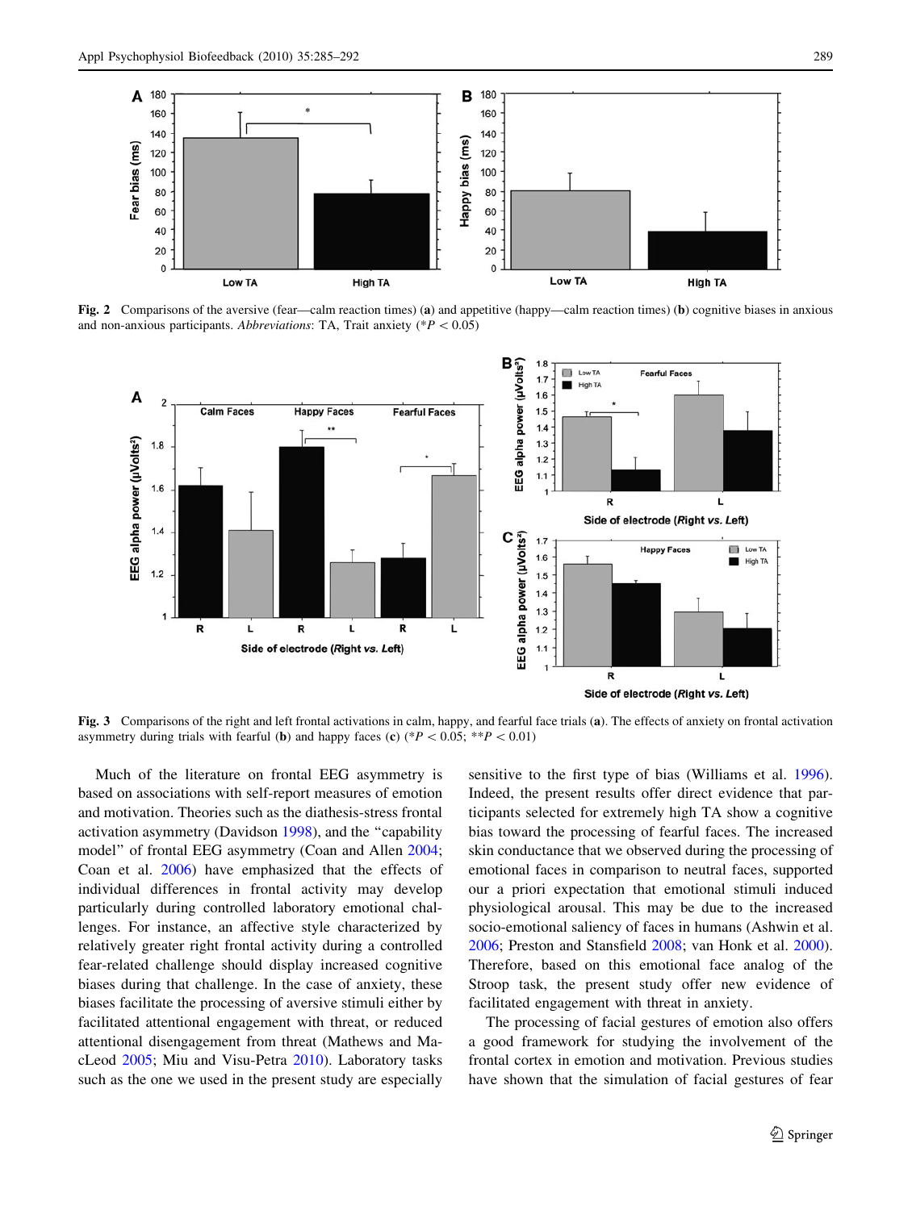A

Fear bias (ms)

180
160
140
120
100
80
60
40
20
0

*

Low TA

High TA

B

Happy bias (ms)

180
160
140
120
100
80
60
40
20
0

Low TA

High TA

**Fig. 2** Comparisons of the aversive (fear—calm reaction times) (**a**) and appetitive (happy—calm reaction times) (**b**) cognitive biases in anxious and non-anxious participants. *Abbreviations*: TA, Trait anxiety (*$P < 0.05$)

A

EEG alpha power (μVolts²)

Calm Faces

Happy Faces

Fearful Faces

**

*

2
1.8
1.6
1.4
1.2
1

R L R L R L

Side of electrode (*Right vs. Left*)

B

EEG alpha power (μVolts²)

Low TA
High TA

Fearful Faces

*

1.8
1.7
1.6
1.5
1.4
1.3
1.2
1.1
1

R L

Side of electrode (*Right vs. Left*)

C

EEG alpha power (μVolts²)

Happy Faces

Low TA
High TA

1.7
1.6
1.5
1.4
1.3
1.2
1.1
1

R L

Side of electrode (*Right vs. Left*)

**Fig. 3** Comparisons of the right and left frontal activations in calm, happy, and fearful face trials (**a**). The effects of anxiety on frontal activation asymmetry during trials with fearful (**b**) and happy faces (**c**) (*$P < 0.05$; **$P < 0.01$)

Much of the literature on frontal EEG asymmetry is based on associations with self-report measures of emotion and motivation. Theories such as the diathesis-stress frontal activation asymmetry (Davidson 1998), and the "capability model" of frontal EEG asymmetry (Coan and Allen 2004; Coan et al. 2006) have emphasized that the effects of individual differences in frontal activity may develop particularly during controlled laboratory emotional challenges. For instance, an affective style characterized by relatively greater right frontal activity during a controlled fear-related challenge should display increased cognitive biases during that challenge. In the case of anxiety, these biases facilitate the processing of aversive stimuli either by facilitated attentional engagement with threat, or reduced attentional disengagement from threat (Mathews and MacLeod 2005; Miu and Visu-Petra 2010). Laboratory tasks such as the one we used in the present study are especially sensitive to the first type of bias (Williams et al. 1996). Indeed, the present results offer direct evidence that participants selected for extremely high TA show a cognitive bias toward the processing of fearful faces. The increased skin conductance that we observed during the processing of emotional faces in comparison to neutral faces, supported our a priori expectation that emotional stimuli induced physiological arousal. This may be due to the increased socio-emotional saliency of faces in humans (Ashwin et al. 2006; Preston and Stansfield 2008; van Honk et al. 2000). Therefore, based on this emotional face analog of the Stroop task, the present study offer new evidence of facilitated engagement with threat in anxiety.

The processing of facial gestures of emotion also offers a good framework for studying the involvement of the frontal cortex in emotion and motivation. Previous studies have shown that the simulation of facial gestures of fear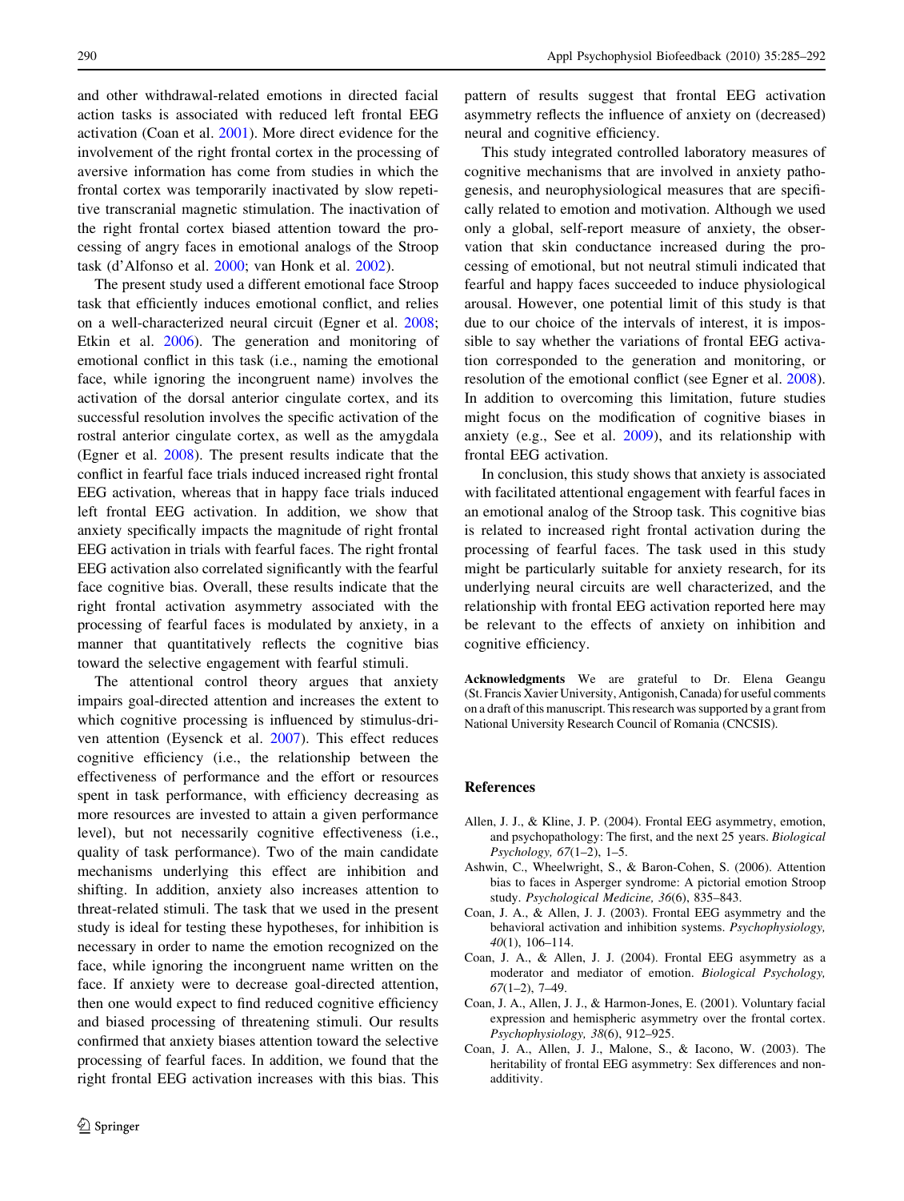and other withdrawal-related emotions in directed facial action tasks is associated with reduced left frontal EEG activation (Coan et al. 2001). More direct evidence for the involvement of the right frontal cortex in the processing of aversive information has come from studies in which the frontal cortex was temporarily inactivated by slow repetitive transcranial magnetic stimulation. The inactivation of the right frontal cortex biased attention toward the processing of angry faces in emotional analogs of the Stroop task (d'Alfonso et al. 2000; van Honk et al. 2002).

The present study used a different emotional face Stroop task that efficiently induces emotional conflict, and relies on a well-characterized neural circuit (Egner et al. 2008; Etkin et al. 2006). The generation and monitoring of emotional conflict in this task (i.e., naming the emotional face, while ignoring the incongruent name) involves the activation of the dorsal anterior cingulate cortex, and its successful resolution involves the specific activation of the rostral anterior cingulate cortex, as well as the amygdala (Egner et al. 2008). The present results indicate that the conflict in fearful face trials induced increased right frontal EEG activation, whereas that in happy face trials induced left frontal EEG activation. In addition, we show that anxiety specifically impacts the magnitude of right frontal EEG activation in trials with fearful faces. The right frontal EEG activation also correlated significantly with the fearful face cognitive bias. Overall, these results indicate that the right frontal activation asymmetry associated with the processing of fearful faces is modulated by anxiety, in a manner that quantitatively reflects the cognitive bias toward the selective engagement with fearful stimuli.

The attentional control theory argues that anxiety impairs goal-directed attention and increases the extent to which cognitive processing is influenced by stimulus-driven attention (Eysenck et al. 2007). This effect reduces cognitive efficiency (i.e., the relationship between the effectiveness of performance and the effort or resources spent in task performance, with efficiency decreasing as more resources are invested to attain a given performance level), but not necessarily cognitive effectiveness (i.e., quality of task performance). Two of the main candidate mechanisms underlying this effect are inhibition and shifting. In addition, anxiety also increases attention to threat-related stimuli. The task that we used in the present study is ideal for testing these hypotheses, for inhibition is necessary in order to name the emotion recognized on the face, while ignoring the incongruent name written on the face. If anxiety were to decrease goal-directed attention, then one would expect to find reduced cognitive efficiency and biased processing of threatening stimuli. Our results confirmed that anxiety biases attention toward the selective processing of fearful faces. In addition, we found that the right frontal EEG activation increases with this bias. This pattern of results suggest that frontal EEG activation asymmetry reflects the influence of anxiety on (decreased) neural and cognitive efficiency.

This study integrated controlled laboratory measures of cognitive mechanisms that are involved in anxiety pathogenesis, and neurophysiological measures that are specifically related to emotion and motivation. Although we used only a global, self-report measure of anxiety, the observation that skin conductance increased during the processing of emotional, but not neutral stimuli indicated that fearful and happy faces succeeded to induce physiological arousal. However, one potential limit of this study is that due to our choice of the intervals of interest, it is impossible to say whether the variations of frontal EEG activation corresponded to the generation and monitoring, or resolution of the emotional conflict (see Egner et al. 2008). In addition to overcoming this limitation, future studies might focus on the modification of cognitive biases in anxiety (e.g., See et al. 2009), and its relationship with frontal EEG activation.

In conclusion, this study shows that anxiety is associated with facilitated attentional engagement with fearful faces in an emotional analog of the Stroop task. This cognitive bias is related to increased right frontal activation during the processing of fearful faces. The task used in this study might be particularly suitable for anxiety research, for its underlying neural circuits are well characterized, and the relationship with frontal EEG activation reported here may be relevant to the effects of anxiety on inhibition and cognitive efficiency.

**Acknowledgments** We are grateful to Dr. Elena Geangu (St. Francis Xavier University, Antigonish, Canada) for useful comments on a draft of this manuscript. This research was supported by a grant from National University Research Council of Romania (CNCSIS).

## References

Allen, J. J., & Kline, J. P. (2004). Frontal EEG asymmetry, emotion, and psychopathology: The first, and the next 25 years. *Biological Psychology, 67*(1–2), 1–5.

Ashwin, C., Wheelwright, S., & Baron-Cohen, S. (2006). Attention bias to faces in Asperger syndrome: A pictorial emotion Stroop study. *Psychological Medicine, 36*(6), 835–843.

Coan, J. A., & Allen, J. J. (2003). Frontal EEG asymmetry and the behavioral activation and inhibition systems. *Psychophysiology, 40*(1), 106–114.

Coan, J. A., & Allen, J. J. (2004). Frontal EEG asymmetry as a moderator and mediator of emotion. *Biological Psychology, 67*(1–2), 7–49.

Coan, J. A., Allen, J. J., & Harmon-Jones, E. (2001). Voluntary facial expression and hemispheric asymmetry over the frontal cortex. *Psychophysiology, 38*(6), 912–925.

Coan, J. A., Allen, J. J., Malone, S., & Iacono, W. (2003). The heritability of frontal EEG asymmetry: Sex differences and non-additivity.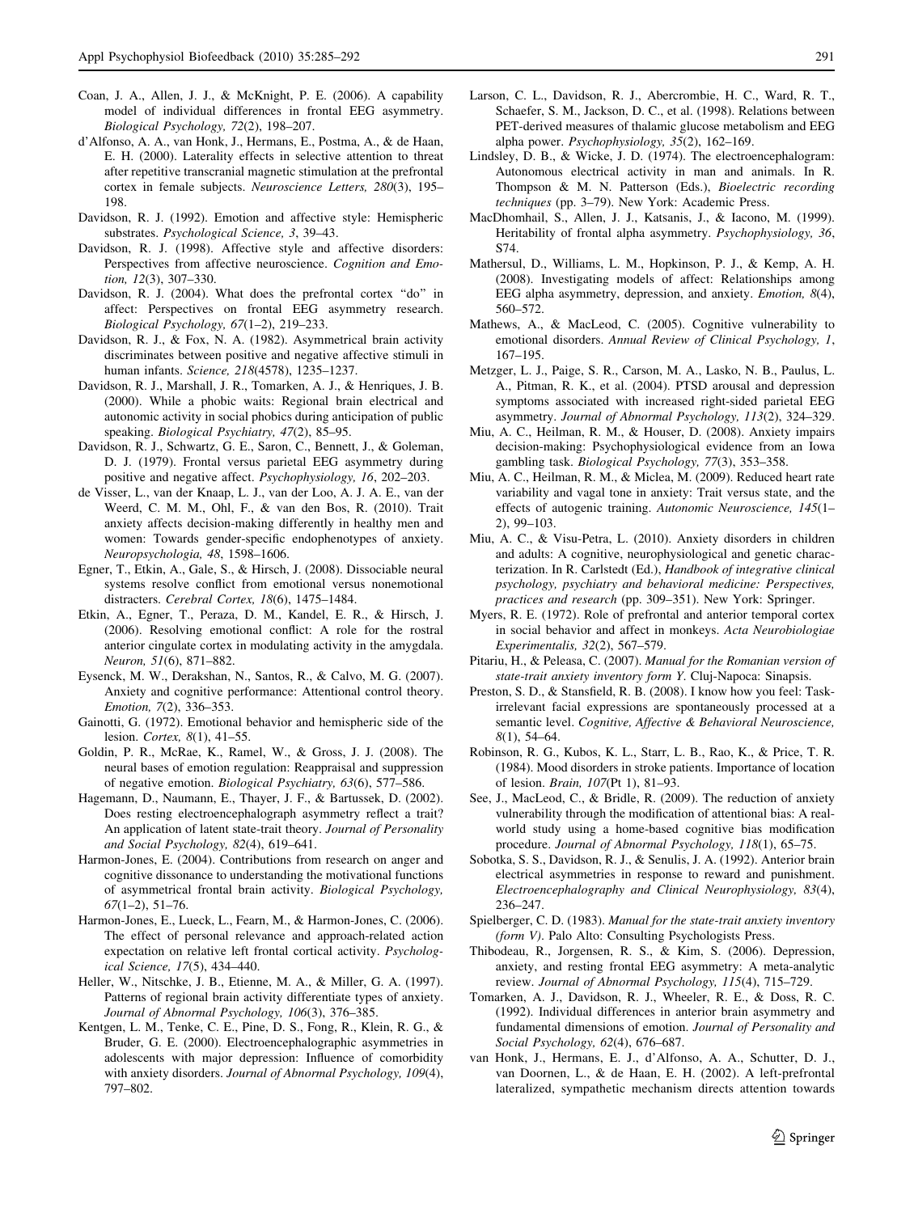Coan, J. A., Allen, J. J., & McKnight, P. E. (2006). A capability model of individual differences in frontal EEG asymmetry. *Biological Psychology, 72*(2), 198–207.

d'Alfonso, A. A., van Honk, J., Hermans, E., Postma, A., & de Haan, E. H. (2000). Laterality effects in selective attention to threat after repetitive transcranial magnetic stimulation at the prefrontal cortex in female subjects. *Neuroscience Letters, 280*(3), 195–198.

Davidson, R. J. (1992). Emotion and affective style: Hemispheric substrates. *Psychological Science, 3*, 39–43.

Davidson, R. J. (1998). Affective style and affective disorders: Perspectives from affective neuroscience. *Cognition and Emotion, 12*(3), 307–330.

Davidson, R. J. (2004). What does the prefrontal cortex "do" in affect: Perspectives on frontal EEG asymmetry research. *Biological Psychology, 67*(1–2), 219–233.

Davidson, R. J., & Fox, N. A. (1982). Asymmetrical brain activity discriminates between positive and negative affective stimuli in human infants. *Science, 218*(4578), 1235–1237.

Davidson, R. J., Marshall, J. R., Tomarken, A. J., & Henriques, J. B. (2000). While a phobic waits: Regional brain electrical and autonomic activity in social phobics during anticipation of public speaking. *Biological Psychiatry, 47*(2), 85–95.

Davidson, R. J., Schwartz, G. E., Saron, C., Bennett, J., & Goleman, D. J. (1979). Frontal versus parietal EEG asymmetry during positive and negative affect. *Psychophysiology, 16*, 202–203.

de Visser, L., van der Knaap, L. J., van der Loo, A. J. A. E., van der Weerd, C. M. M., Ohl, F., & van den Bos, R. (2010). Trait anxiety affects decision-making differently in healthy men and women: Towards gender-specific endophenotypes of anxiety. *Neuropsychologia, 48*, 1598–1606.

Egner, T., Etkin, A., Gale, S., & Hirsch, J. (2008). Dissociable neural systems resolve conflict from emotional versus nonemotional distracters. *Cerebral Cortex, 18*(6), 1475–1484.

Etkin, A., Egner, T., Peraza, D. M., Kandel, E. R., & Hirsch, J. (2006). Resolving emotional conflict: A role for the rostral anterior cingulate cortex in modulating activity in the amygdala. *Neuron, 51*(6), 871–882.

Eysenck, M. W., Derakshan, N., Santos, R., & Calvo, M. G. (2007). Anxiety and cognitive performance: Attentional control theory. *Emotion, 7*(2), 336–353.

Gainotti, G. (1972). Emotional behavior and hemispheric side of the lesion. *Cortex, 8*(1), 41–55.

Goldin, P. R., McRae, K., Ramel, W., & Gross, J. J. (2008). The neural bases of emotion regulation: Reappraisal and suppression of negative emotion. *Biological Psychiatry, 63*(6), 577–586.

Hagemann, D., Naumann, E., Thayer, J. F., & Bartussek, D. (2002). Does resting electroencephalograph asymmetry reflect a trait? An application of latent state-trait theory. *Journal of Personality and Social Psychology, 82*(4), 619–641.

Harmon-Jones, E. (2004). Contributions from research on anger and cognitive dissonance to understanding the motivational functions of asymmetrical frontal brain activity. *Biological Psychology, 67*(1–2), 51–76.

Harmon-Jones, E., Lueck, L., Fearn, M., & Harmon-Jones, C. (2006). The effect of personal relevance and approach-related action expectation on relative left frontal cortical activity. *Psychological Science, 17*(5), 434–440.

Heller, W., Nitschke, J. B., Etienne, M. A., & Miller, G. A. (1997). Patterns of regional brain activity differentiate types of anxiety. *Journal of Abnormal Psychology, 106*(3), 376–385.

Kentgen, L. M., Tenke, C. E., Pine, D. S., Fong, R., Klein, R. G., & Bruder, G. E. (2000). Electroencephalographic asymmetries in adolescents with major depression: Influence of comorbidity with anxiety disorders. *Journal of Abnormal Psychology, 109*(4), 797–802.

Larson, C. L., Davidson, R. J., Abercrombie, H. C., Ward, R. T., Schaefer, S. M., Jackson, D. C., et al. (1998). Relations between PET-derived measures of thalamic glucose metabolism and EEG alpha power. *Psychophysiology, 35*(2), 162–169.

Lindsley, D. B., & Wicke, J. D. (1974). The electroencephalogram: Autonomous electrical activity in man and animals. In R. Thompson & M. N. Patterson (Eds.), *Bioelectric recording techniques* (pp. 3–79). New York: Academic Press.

MacDhomhail, S., Allen, J. J., Katsanis, J., & Iacono, M. (1999). Heritability of frontal alpha asymmetry. *Psychophysiology, 36*, S74.

Mathersul, D., Williams, L. M., Hopkinson, P. J., & Kemp, A. H. (2008). Investigating models of affect: Relationships among EEG alpha asymmetry, depression, and anxiety. *Emotion, 8*(4), 560–572.

Mathews, A., & MacLeod, C. (2005). Cognitive vulnerability to emotional disorders. *Annual Review of Clinical Psychology, 1*, 167–195.

Metzger, L. J., Paige, S. R., Carson, M. A., Lasko, N. B., Paulus, L. A., Pitman, R. K., et al. (2004). PTSD arousal and depression symptoms associated with increased right-sided parietal EEG asymmetry. *Journal of Abnormal Psychology, 113*(2), 324–329.

Miu, A. C., Heilman, R. M., & Houser, D. (2008). Anxiety impairs decision-making: Psychophysiological evidence from an Iowa gambling task. *Biological Psychology, 77*(3), 353–358.

Miu, A. C., Heilman, R. M., & Miclea, M. (2009). Reduced heart rate variability and vagal tone in anxiety: Trait versus state, and the effects of autogenic training. *Autonomic Neuroscience, 145*(1–2), 99–103.

Miu, A. C., & Visu-Petra, L. (2010). Anxiety disorders in children and adults: A cognitive, neurophysiological and genetic characterization. In R. Carlstedt (Ed.), *Handbook of integrative clinical psychology, psychiatry and behavioral medicine: Perspectives, practices and research* (pp. 309–351). New York: Springer.

Myers, R. E. (1972). Role of prefrontal and anterior temporal cortex in social behavior and affect in monkeys. *Acta Neurobiologiae Experimentalis, 32*(2), 567–579.

Pitariu, H., & Peleasa, C. (2007). *Manual for the Romanian version of state-trait anxiety inventory form Y*. Cluj-Napoca: Sinapsis.

Preston, S. D., & Stansfield, R. B. (2008). I know how you feel: Task-irrelevant facial expressions are spontaneously processed at a semantic level. *Cognitive, Affective & Behavioral Neuroscience, 8*(1), 54–64.

Robinson, R. G., Kubos, K. L., Starr, L. B., Rao, K., & Price, T. R. (1984). Mood disorders in stroke patients. Importance of location of lesion. *Brain, 107*(Pt 1), 81–93.

See, J., MacLeod, C., & Bridle, R. (2009). The reduction of anxiety vulnerability through the modification of attentional bias: A real-world study using a home-based cognitive bias modification procedure. *Journal of Abnormal Psychology, 118*(1), 65–75.

Sobotka, S. S., Davidson, R. J., & Senulis, J. A. (1992). Anterior brain electrical asymmetries in response to reward and punishment. *Electroencephalography and Clinical Neurophysiology, 83*(4), 236–247.

Spielberger, C. D. (1983). *Manual for the state-trait anxiety inventory (form V)*. Palo Alto: Consulting Psychologists Press.

Thibodeau, R., Jorgensen, R. S., & Kim, S. (2006). Depression, anxiety, and resting frontal EEG asymmetry: A meta-analytic review. *Journal of Abnormal Psychology, 115*(4), 715–729.

Tomarken, A. J., Davidson, R. J., Wheeler, R. E., & Doss, R. C. (1992). Individual differences in anterior brain asymmetry and fundamental dimensions of emotion. *Journal of Personality and Social Psychology, 62*(4), 676–687.

van Honk, J., Hermans, E. J., d'Alfonso, A. A., Schutter, D. J., van Doornen, L., & de Haan, E. H. (2002). A left-prefrontal lateralized, sympathetic mechanism directs attention towards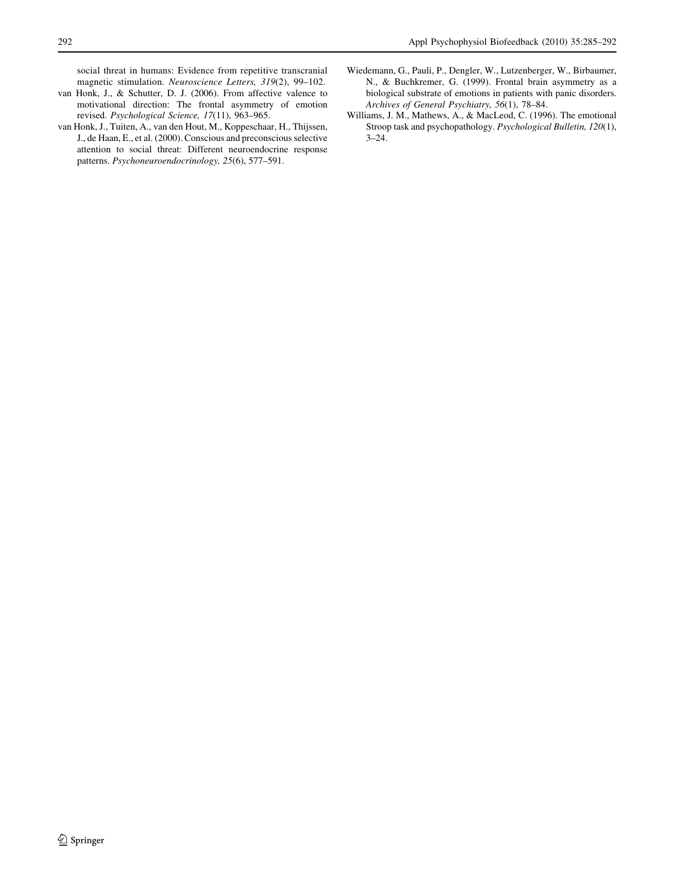social threat in humans: Evidence from repetitive transcranial magnetic stimulation. *Neuroscience Letters, 319*(2), 99–102.

van Honk, J., & Schutter, D. J. (2006). From affective valence to motivational direction: The frontal asymmetry of emotion revised. *Psychological Science, 17*(11), 963–965.

van Honk, J., Tuiten, A., van den Hout, M., Koppeschaar, H., Thijssen, J., de Haan, E., et al. (2000). Conscious and preconscious selective attention to social threat: Different neuroendocrine response patterns. *Psychoneuroendocrinology, 25*(6), 577–591.

Wiedemann, G., Pauli, P., Dengler, W., Lutzenberger, W., Birbaumer, N., & Buchkremer, G. (1999). Frontal brain asymmetry as a biological substrate of emotions in patients with panic disorders. *Archives of General Psychiatry, 56*(1), 78–84.

Williams, J. M., Mathews, A., & MacLeod, C. (1996). The emotional Stroop task and psychopathology. *Psychological Bulletin, 120*(1), 3–24.